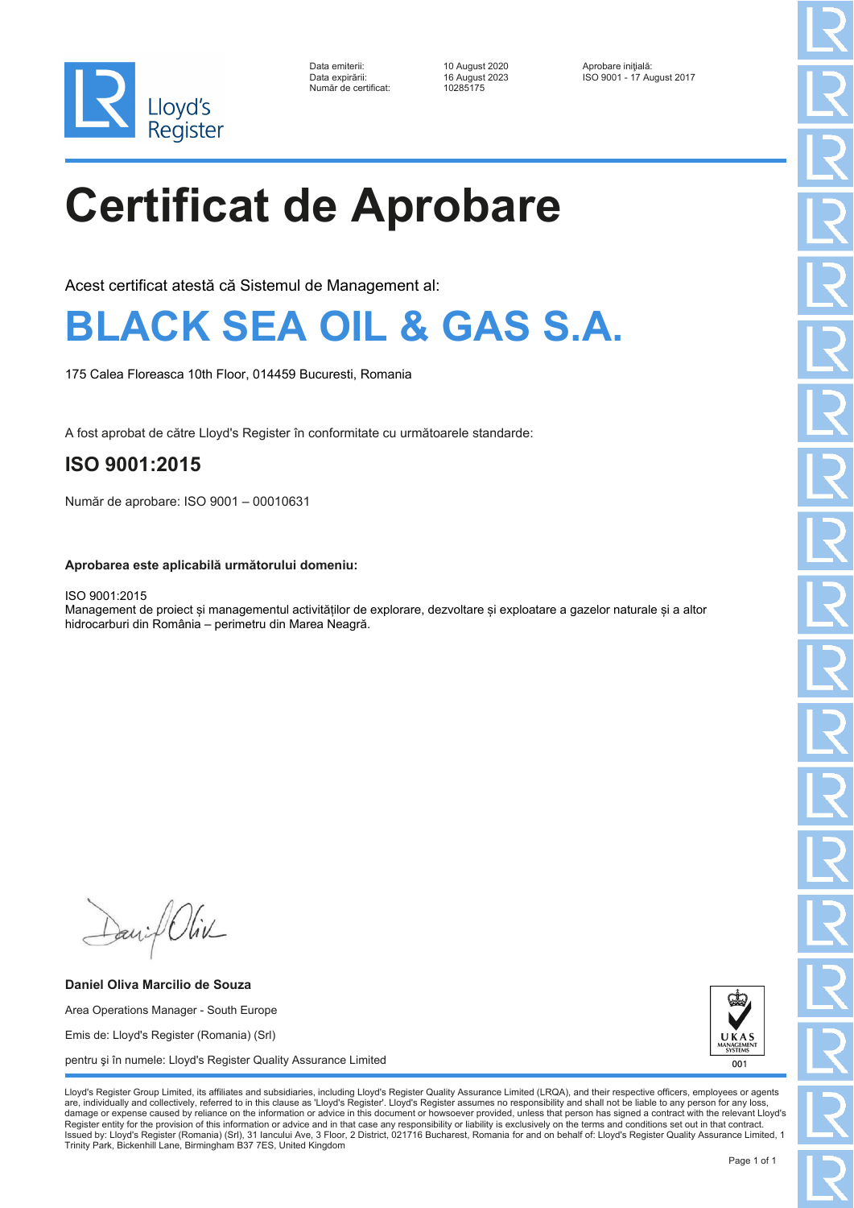Lloyd's Register

| | |
|---|---|
| Data emiterii: | 10 August 2020 |
| Data expirării: | 16 August 2023 |
| Număr de certificat: | 10285175 |

Aprobare inițială:
ISO 9001 - 17 August 2017

# Certificat de Aprobare

Acest certificat atestă că Sistemul de Management al:

## BLACK SEA OIL & GAS S.A.

175 Calea Floreasca 10th Floor, 014459 Bucuresti, Romania

A fost aprobat de către Lloyd's Register în conformitate cu următoarele standarde:

## ISO 9001:2015

Număr de aprobare: ISO 9001 – 00010631

**Aprobarea este aplicabilă următorului domeniu:**

ISO 9001:2015
Management de proiect și managementul activităților de explorare, dezvoltare și exploatare a gazelor naturale și a altor hidrocarburi din România – perimetru din Marea Neagră.

**Daniel Oliva Marcilio de Souza**

Area Operations Manager - South Europe

Emis de: Lloyd's Register (Romania) (Srl)

pentru şi în numele: Lloyd's Register Quality Assurance Limited

UKAS MANAGEMENT SYSTEMS 001

Lloyd's Register Group Limited, its affiliates and subsidiaries, including Lloyd's Register Quality Assurance Limited (LRQA), and their respective officers, employees or agents are, individually and collectively, referred to in this clause as 'Lloyd's Register'. Lloyd's Register assumes no responsibility and shall not be liable to any person for any loss, damage or expense caused by reliance on the information or advice in this document or howsoever provided, unless that person has signed a contract with the relevant Lloyd's Register entity for the provision of this information or advice and in that case any responsibility or liability is exclusively on the terms and conditions set out in that contract.
Issued by: Lloyd's Register (Romania) (Srl), 31 Iancului Ave, 3 Floor, 2 District, 021716 Bucharest, Romania for and on behalf of: Lloyd's Register Quality Assurance Limited, 1 Trinity Park, Bickenhill Lane, Birmingham B37 7ES, United Kingdom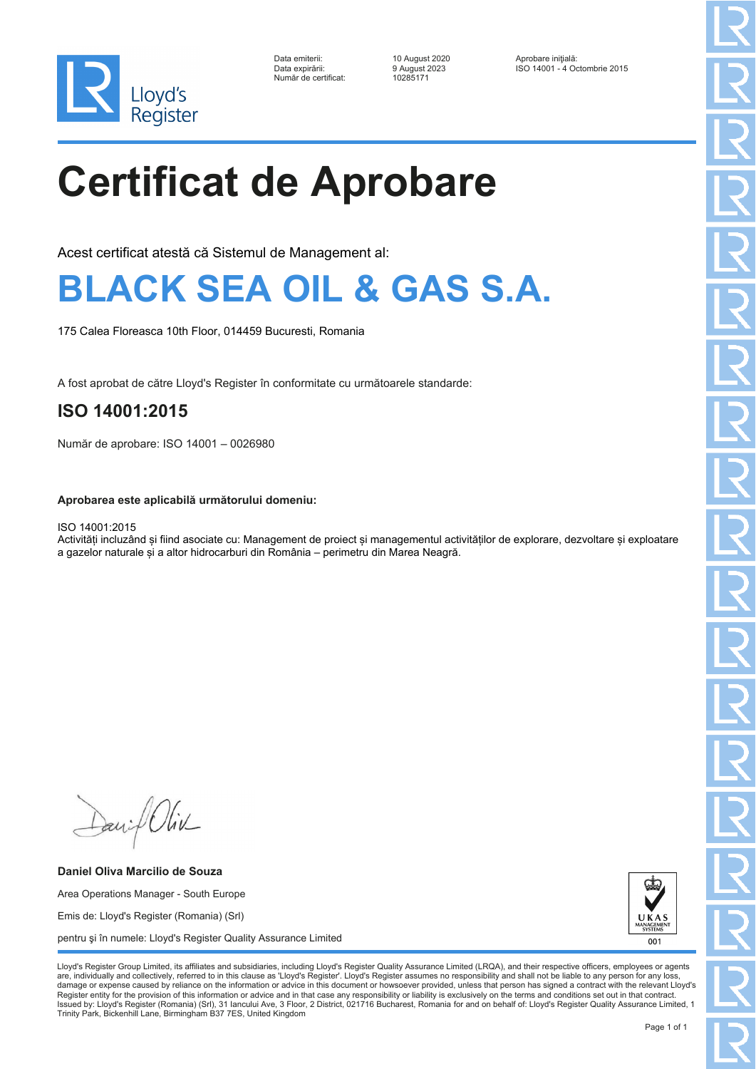Lloyd's Register

| | | |
|---|---|---|
| Data emiterii: | 10 August 2020 | Aprobare inițială: |
| Data expirării: | 9 August 2023 | ISO 14001 - 4 Octombrie 2015 |
| Număr de certificat: | 10285171 | |

# Certificat de Aprobare

Acest certificat atestă că Sistemul de Management al:

## BLACK SEA OIL & GAS S.A.

175 Calea Floreasca 10th Floor, 014459 Bucuresti, Romania

A fost aprobat de către Lloyd's Register în conformitate cu următoarele standarde:

### ISO 14001:2015

Număr de aprobare: ISO 14001 – 0026980

**Aprobarea este aplicabilă următorului domeniu:**

ISO 14001:2015
Activități incluzând și fiind asociate cu: Management de proiect și managementul activităților de explorare, dezvoltare și exploatare a gazelor naturale și a altor hidrocarburi din România – perimetru din Marea Neagră.

**Daniel Oliva Marcilio de Souza**

Area Operations Manager - South Europe

Emis de: Lloyd's Register (Romania) (Srl)

pentru și în numele: Lloyd's Register Quality Assurance Limited

UKAS MANAGEMENT SYSTEMS 001

Lloyd's Register Group Limited, its affiliates and subsidiaries, including Lloyd's Register Quality Assurance Limited (LRQA), and their respective officers, employees or agents are, individually and collectively, referred to in this clause as 'Lloyd's Register'. Lloyd's Register assumes no responsibility and shall not be liable to any person for any loss, damage or expense caused by reliance on the information or advice in this document or howsoever provided, unless that person has signed a contract with the relevant Lloyd's Register entity for the provision of this information or advice and in that case any responsibility or liability is exclusively on the terms and conditions set out in that contract.
Issued by: Lloyd's Register (Romania) (Srl), 31 Iancului Ave, 3 Floor, 2 District, 021716 Bucharest, Romania for and on behalf of: Lloyd's Register Quality Assurance Limited, 1 Trinity Park, Bickenhill Lane, Birmingham B37 7ES, United Kingdom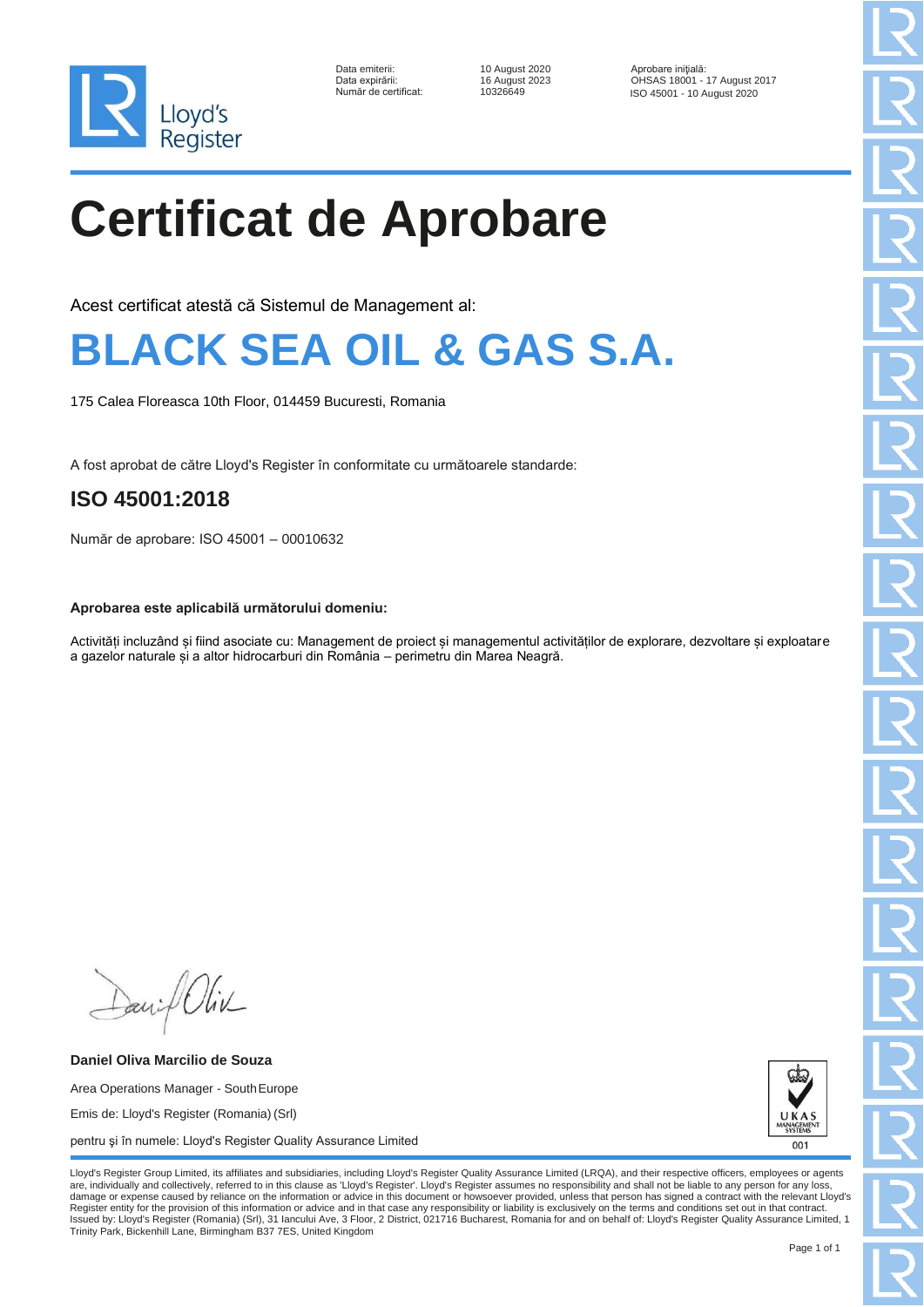Lloyd's Register

| | | |
|---|---|---|
| Data emiterii: | 10 August 2020 | Aprobare iniţială: |
| Data expirării: | 16 August 2023 | OHSAS 18001 - 17 August 2017 |
| Număr de certificat: | 10326649 | ISO 45001 - 10 August 2020 |

# Certificat de Aprobare

Acest certificat atestă că Sistemul de Management al:

## BLACK SEA OIL & GAS S.A.

175 Calea Floreasca 10th Floor, 014459 Bucuresti, Romania

A fost aprobat de către Lloyd's Register în conformitate cu următoarele standarde:

### ISO 45001:2018

Număr de aprobare: ISO 45001 – 00010632

**Aprobarea este aplicabilă următorului domeniu:**

Activități incluzând și fiind asociate cu: Management de proiect și managementul activităților de explorare, dezvoltare și exploatare a gazelor naturale și a altor hidrocarburi din România – perimetru din Marea Neagră.

**Daniel Oliva Marcilio de Souza**

Area Operations Manager - South Europe

Emis de: Lloyd's Register (Romania) (Srl)

pentru şi în numele: Lloyd's Register Quality Assurance Limited

UKAS MANAGEMENT SYSTEMS 001

Lloyd's Register Group Limited, its affiliates and subsidiaries, including Lloyd's Register Quality Assurance Limited (LRQA), and their respective officers, employees or agents are, individually and collectively, referred to in this clause as 'Lloyd's Register'. Lloyd's Register assumes no responsibility and shall not be liable to any person for any loss, damage or expense caused by reliance on the information or advice in this document or howsoever provided, unless that person has signed a contract with the relevant Lloyd's Register entity for the provision of this information or advice and in that case any responsibility or liability is exclusively on the terms and conditions set out in that contract. Issued by: Lloyd's Register (Romania) (Srl), 31 Iancului Ave, 3 Floor, 2 District, 021716 Bucharest, Romania for and on behalf of: Lloyd's Register Quality Assurance Limited, 1 Trinity Park, Bickenhill Lane, Birmingham B37 7ES, United Kingdom